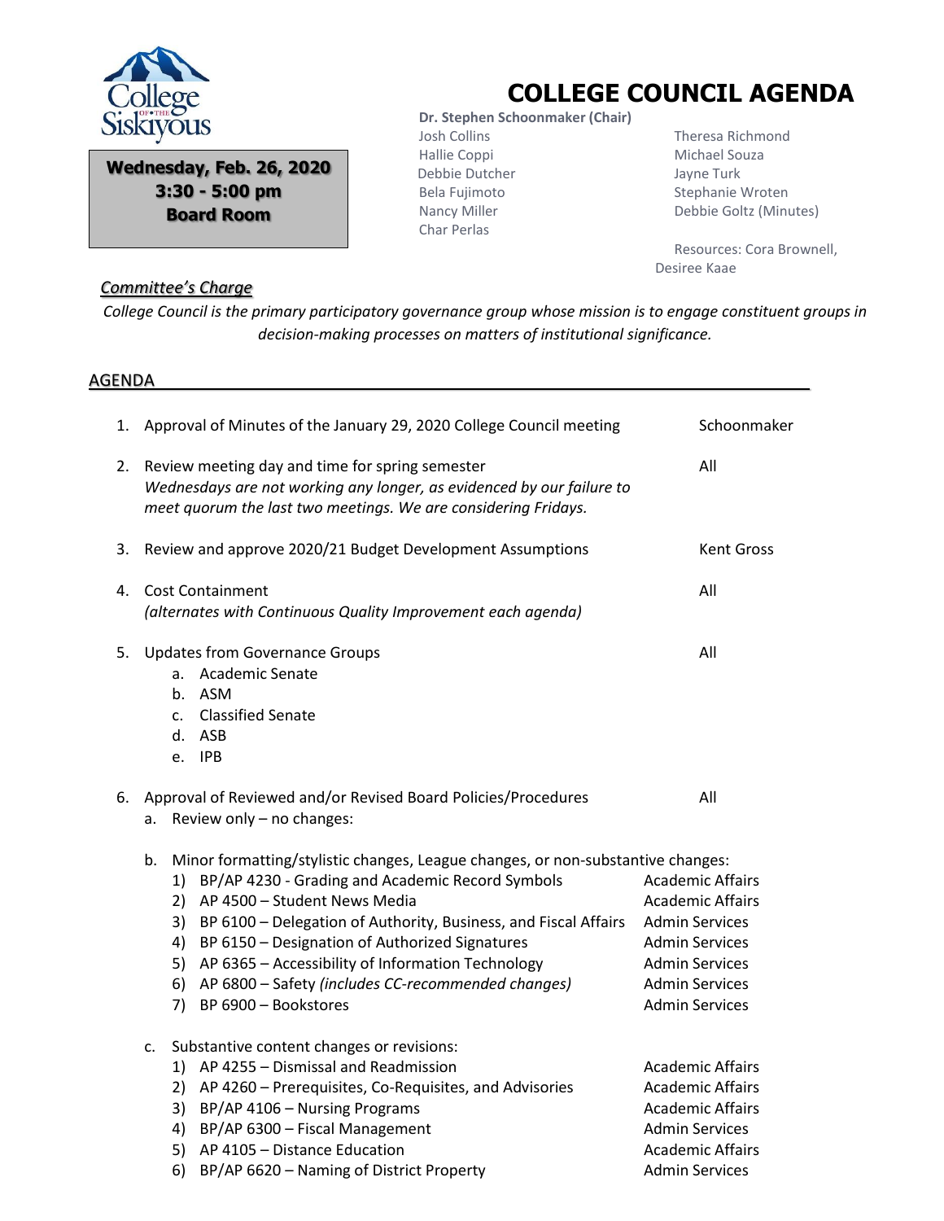# COLLEGE COUNCIL AGENDA

**Wednesday, Feb. 26, 2020**
**3:30 - 5:00 pm**
**Board Room**

**Dr. Stephen Schoonmaker (Chair)**

Josh Collins
Hallie Coppi
Debbie Dutcher
Bela Fujimoto
Nancy Miller
Char Perlas
Theresa Richmond
Michael Souza
Jayne Turk
Stephanie Wroten
Debbie Goltz (Minutes)

Resources: Cora Brownell, Desiree Kaae

## *Committee's Charge*

*College Council is the primary participatory governance group whose mission is to engage constituent groups in decision-making processes on matters of institutional significance.*

## AGENDA

1. Approval of Minutes of the January 29, 2020 College Council meeting — Schoonmaker
2. Review meeting day and time for spring semester — All
   *Wednesdays are not working any longer, as evidenced by our failure to meet quorum the last two meetings. We are considering Fridays.*
3. Review and approve 2020/21 Budget Development Assumptions — Kent Gross
4. Cost Containment — All
   *(alternates with Continuous Quality Improvement each agenda)*
5. Updates from Governance Groups — All
   a. Academic Senate
   b. ASM
   c. Classified Senate
   d. ASB
   e. IPB
6. Approval of Reviewed and/or Revised Board Policies/Procedures — All
   a. Review only – no changes:

   b. Minor formatting/stylistic changes, League changes, or non-substantive changes:
      1) BP/AP 4230 - Grading and Academic Record Symbols — Academic Affairs
      2) AP 4500 – Student News Media — Academic Affairs
      3) BP 6100 – Delegation of Authority, Business, and Fiscal Affairs — Admin Services
      4) BP 6150 – Designation of Authorized Signatures — Admin Services
      5) AP 6365 – Accessibility of Information Technology — Admin Services
      6) AP 6800 – Safety *(includes CC-recommended changes)* — Admin Services
      7) BP 6900 – Bookstores — Admin Services

   c. Substantive content changes or revisions:
      1) AP 4255 – Dismissal and Readmission — Academic Affairs
      2) AP 4260 – Prerequisites, Co-Requisites, and Advisories — Academic Affairs
      3) BP/AP 4106 – Nursing Programs — Academic Affairs
      4) BP/AP 6300 – Fiscal Management — Admin Services
      5) AP 4105 – Distance Education — Academic Affairs
      6) BP/AP 6620 – Naming of District Property — Admin Services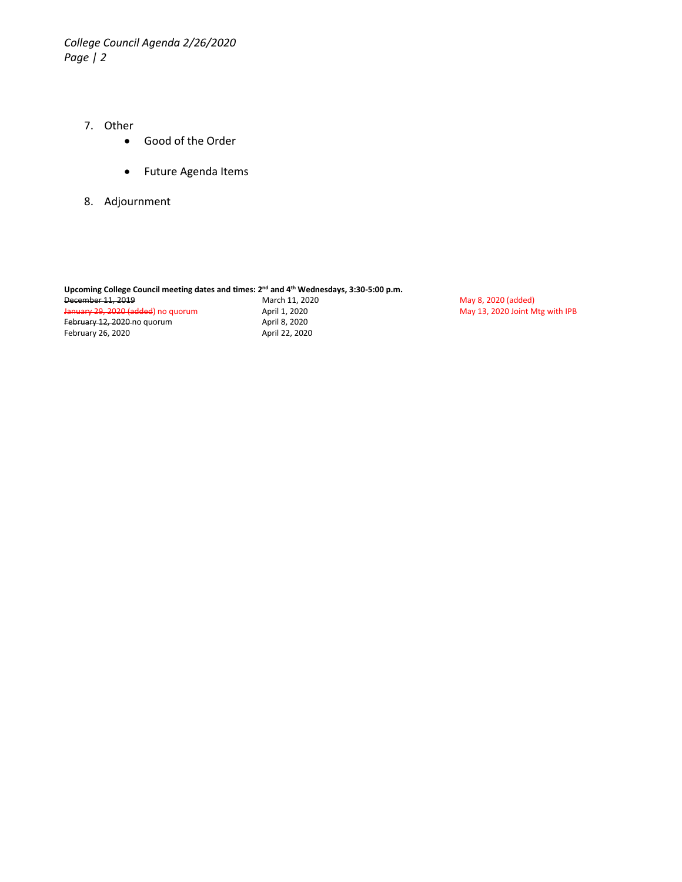7. Other
    - Good of the Order
    - Future Agenda Items
8. Adjournment

**Upcoming College Council meeting dates and times: 2nd and 4th Wednesdays, 3:30-5:00 p.m.**

| | | |
|---|---|---|
| ~~December 11, 2019~~ | March 11, 2020 | May 8, 2020 (added) |
| ~~January 29, 2020 (added)~~ no quorum | April 1, 2020 | May 13, 2020 Joint Mtg with IPB |
| ~~February 12, 2020~~ no quorum | April 8, 2020 | |
| February 26, 2020 | April 22, 2020 | |